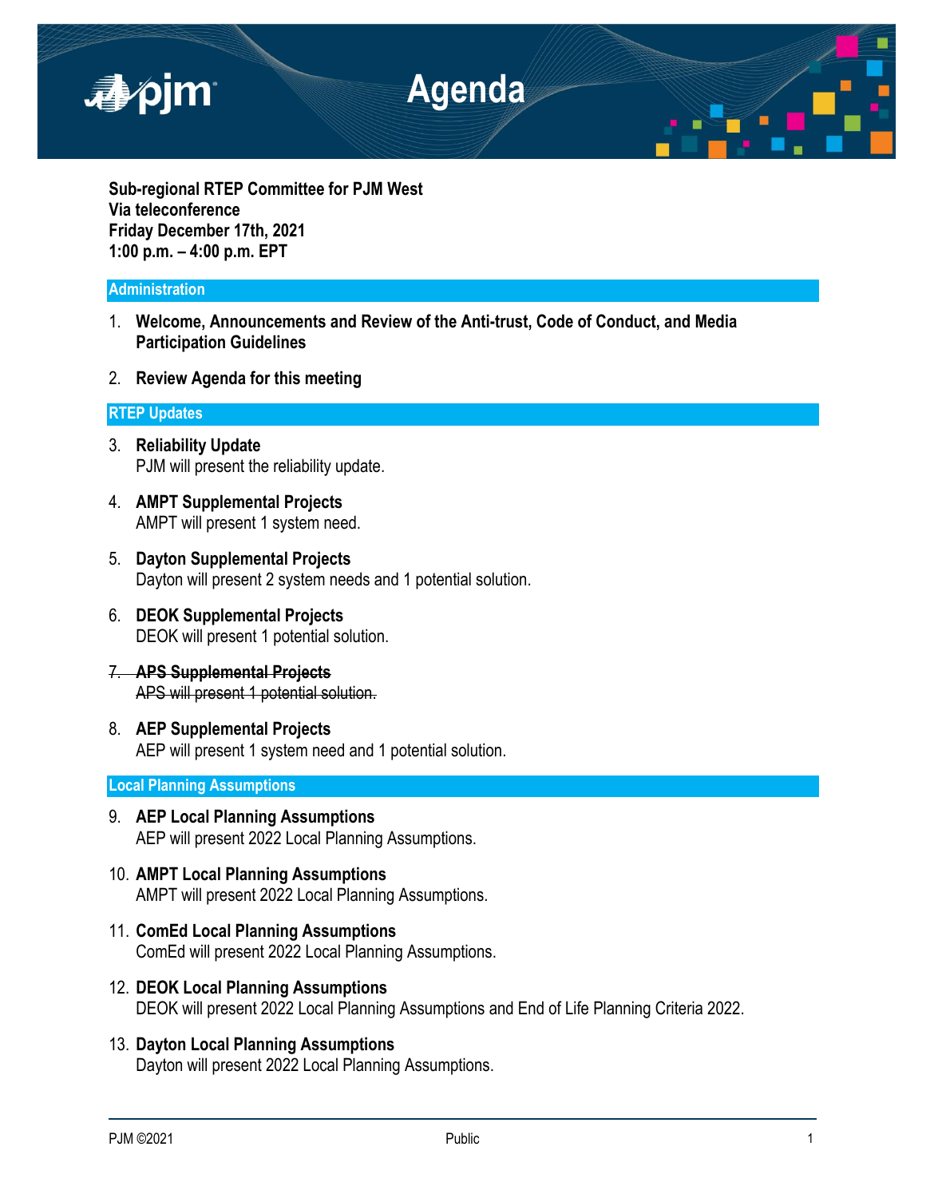# Agenda

**Sub-regional RTEP Committee for PJM West**
**Via teleconference**
**Friday December 17th, 2021**
**1:00 p.m. – 4:00 p.m. EPT**

## Administration

1. **Welcome, Announcements and Review of the Anti-trust, Code of Conduct, and Media Participation Guidelines**

2. **Review Agenda for this meeting**

## RTEP Updates

3. **Reliability Update**
   PJM will present the reliability update.

4. **AMPT Supplemental Projects**
   AMPT will present 1 system need.

5. **Dayton Supplemental Projects**
   Dayton will present 2 system needs and 1 potential solution.

6. **DEOK Supplemental Projects**
   DEOK will present 1 potential solution.

7. ~~**APS Supplemental Projects**~~
   ~~APS will present 1 potential solution.~~

8. **AEP Supplemental Projects**
   AEP will present 1 system need and 1 potential solution.

## Local Planning Assumptions

9. **AEP Local Planning Assumptions**
   AEP will present 2022 Local Planning Assumptions.

10. **AMPT Local Planning Assumptions**
    AMPT will present 2022 Local Planning Assumptions.

11. **ComEd Local Planning Assumptions**
    ComEd will present 2022 Local Planning Assumptions.

12. **DEOK Local Planning Assumptions**
    DEOK will present 2022 Local Planning Assumptions and End of Life Planning Criteria 2022.

13. **Dayton Local Planning Assumptions**
    Dayton will present 2022 Local Planning Assumptions.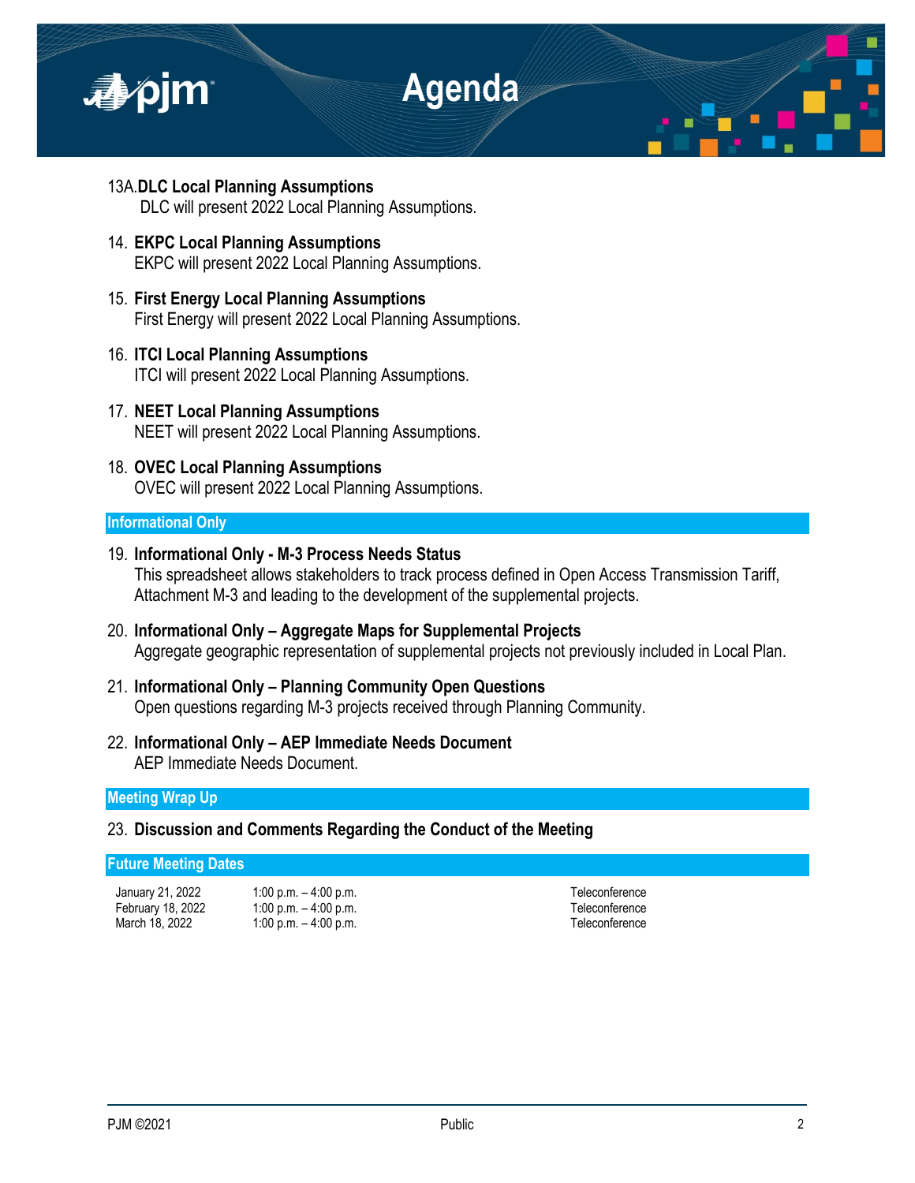13A. **DLC Local Planning Assumptions**
DLC will present 2022 Local Planning Assumptions.

14. **EKPC Local Planning Assumptions**
EKPC will present 2022 Local Planning Assumptions.

15. **First Energy Local Planning Assumptions**
First Energy will present 2022 Local Planning Assumptions.

16. **ITCI Local Planning Assumptions**
ITCI will present 2022 Local Planning Assumptions.

17. **NEET Local Planning Assumptions**
NEET will present 2022 Local Planning Assumptions.

18. **OVEC Local Planning Assumptions**
OVEC will present 2022 Local Planning Assumptions.

## Informational Only

19. **Informational Only - M-3 Process Needs Status**
This spreadsheet allows stakeholders to track process defined in Open Access Transmission Tariff, Attachment M-3 and leading to the development of the supplemental projects.

20. **Informational Only – Aggregate Maps for Supplemental Projects**
Aggregate geographic representation of supplemental projects not previously included in Local Plan.

21. **Informational Only – Planning Community Open Questions**
Open questions regarding M-3 projects received through Planning Community.

22. **Informational Only – AEP Immediate Needs Document**
AEP Immediate Needs Document.

## Meeting Wrap Up

23. **Discussion and Comments Regarding the Conduct of the Meeting**

## Future Meeting Dates

| | | |
|---|---|---|
| January 21, 2022 | 1:00 p.m. – 4:00 p.m. | Teleconference |
| February 18, 2022 | 1:00 p.m. – 4:00 p.m. | Teleconference |
| March 18, 2022 | 1:00 p.m. – 4:00 p.m. | Teleconference |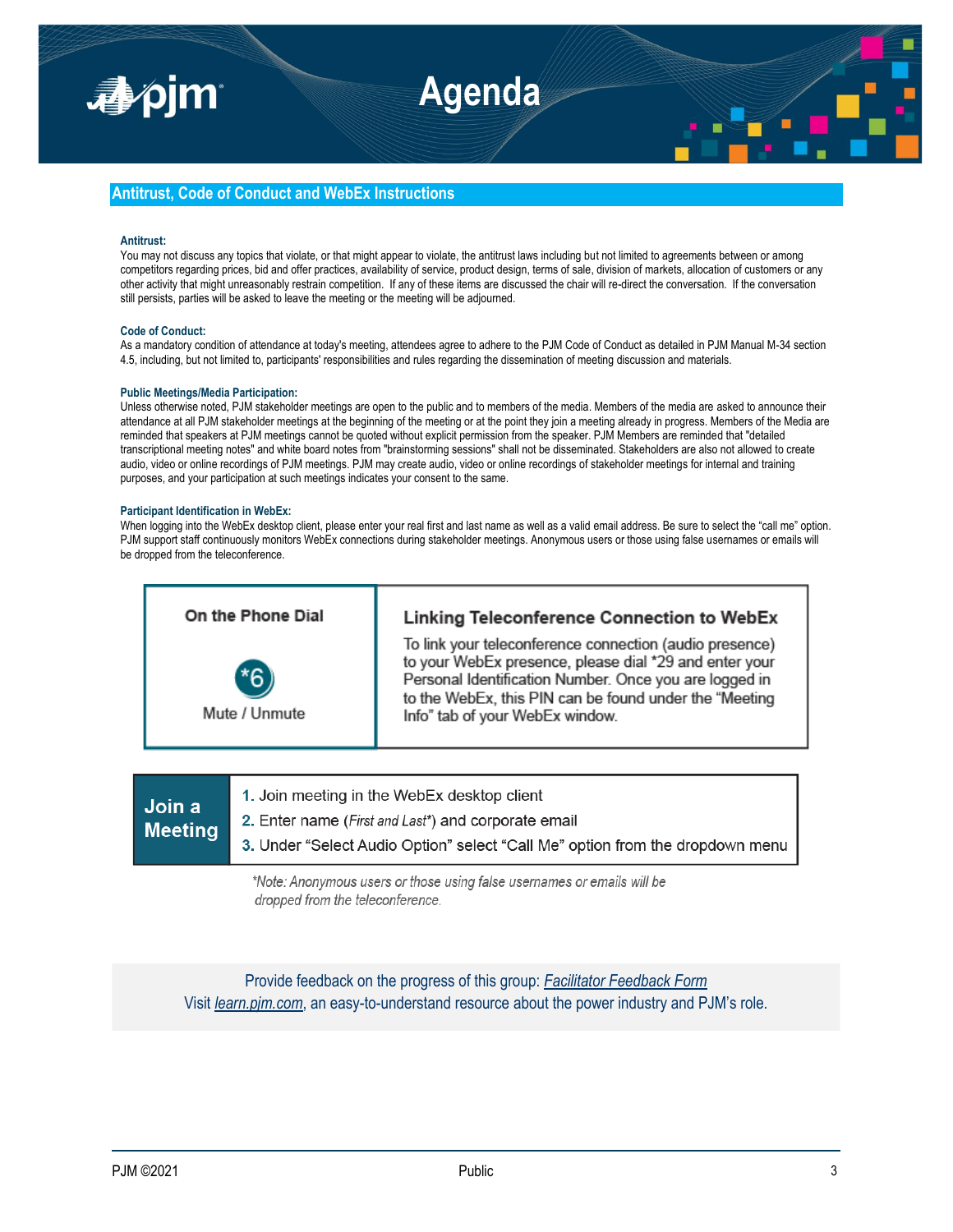# Agenda

## Antitrust, Code of Conduct and WebEx Instructions

### Antitrust:

You may not discuss any topics that violate, or that might appear to violate, the antitrust laws including but not limited to agreements between or among competitors regarding prices, bid and offer practices, availability of service, product design, terms of sale, division of markets, allocation of customers or any other activity that might unreasonably restrain competition. If any of these items are discussed the chair will re-direct the conversation. If the conversation still persists, parties will be asked to leave the meeting or the meeting will be adjourned.

### Code of Conduct:

As a mandatory condition of attendance at today's meeting, attendees agree to adhere to the PJM Code of Conduct as detailed in PJM Manual M-34 section 4.5, including, but not limited to, participants' responsibilities and rules regarding the dissemination of meeting discussion and materials.

### Public Meetings/Media Participation:

Unless otherwise noted, PJM stakeholder meetings are open to the public and to members of the media. Members of the media are asked to announce their attendance at all PJM stakeholder meetings at the beginning of the meeting or at the point they join a meeting already in progress. Members of the Media are reminded that speakers at PJM meetings cannot be quoted without explicit permission from the speaker. PJM Members are reminded that "detailed transcriptional meeting notes" and white board notes from "brainstorming sessions" shall not be disseminated. Stakeholders are also not allowed to create audio, video or online recordings of PJM meetings. PJM may create audio, video or online recordings of stakeholder meetings for internal and training purposes, and your participation at such meetings indicates your consent to the same.

### Participant Identification in WebEx:

When logging into the WebEx desktop client, please enter your real first and last name as well as a valid email address. Be sure to select the "call me" option. PJM support staff continuously monitors WebEx connections during stakeholder meetings. Anonymous users or those using false usernames or emails will be dropped from the teleconference.

**On the Phone Dial**

*6

Mute / Unmute

**Linking Teleconference Connection to WebEx**

To link your teleconference connection (audio presence) to your WebEx presence, please dial *29 and enter your Personal Identification Number. Once you are logged in to the WebEx, this PIN can be found under the "Meeting Info" tab of your WebEx window.

**Join a Meeting**

1. Join meeting in the WebEx desktop client
2. Enter name (*First and Last**) and corporate email
3. Under "Select Audio Option" select "Call Me" option from the dropdown menu

*\*Note: Anonymous users or those using false usernames or emails will be dropped from the teleconference.*

Provide feedback on the progress of this group: *Facilitator Feedback Form*

Visit *learn.pjm.com*, an easy-to-understand resource about the power industry and PJM's role.